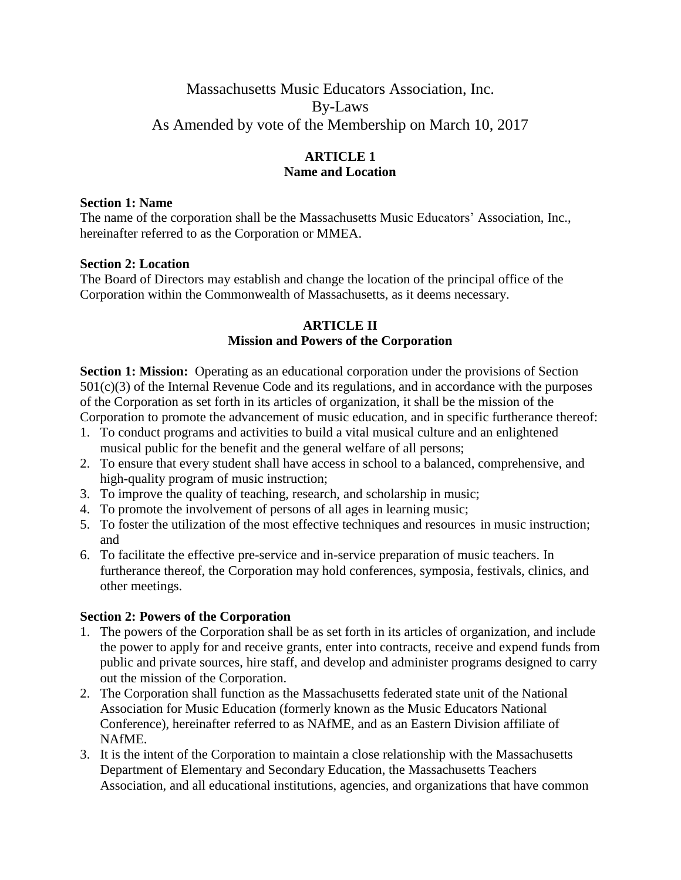# Massachusetts Music Educators Association, Inc.
# By-Laws
# As Amended by vote of the Membership on March 10, 2017

## ARTICLE 1
## Name and Location

**Section 1: Name**
The name of the corporation shall be the Massachusetts Music Educators' Association, Inc., hereinafter referred to as the Corporation or MMEA.

**Section 2: Location**
The Board of Directors may establish and change the location of the principal office of the Corporation within the Commonwealth of Massachusetts, as it deems necessary.

## ARTICLE II
## Mission and Powers of the Corporation

**Section 1: Mission:** Operating as an educational corporation under the provisions of Section 501(c)(3) of the Internal Revenue Code and its regulations, and in accordance with the purposes of the Corporation as set forth in its articles of organization, it shall be the mission of the Corporation to promote the advancement of music education, and in specific furtherance thereof:

1. To conduct programs and activities to build a vital musical culture and an enlightened musical public for the benefit and the general welfare of all persons;
2. To ensure that every student shall have access in school to a balanced, comprehensive, and high-quality program of music instruction;
3. To improve the quality of teaching, research, and scholarship in music;
4. To promote the involvement of persons of all ages in learning music;
5. To foster the utilization of the most effective techniques and resources in music instruction; and
6. To facilitate the effective pre-service and in-service preparation of music teachers. In furtherance thereof, the Corporation may hold conferences, symposia, festivals, clinics, and other meetings.

**Section 2: Powers of the Corporation**

1. The powers of the Corporation shall be as set forth in its articles of organization, and include the power to apply for and receive grants, enter into contracts, receive and expend funds from public and private sources, hire staff, and develop and administer programs designed to carry out the mission of the Corporation.
2. The Corporation shall function as the Massachusetts federated state unit of the National Association for Music Education (formerly known as the Music Educators National Conference), hereinafter referred to as NAfME, and as an Eastern Division affiliate of NAfME.
3. It is the intent of the Corporation to maintain a close relationship with the Massachusetts Department of Elementary and Secondary Education, the Massachusetts Teachers Association, and all educational institutions, agencies, and organizations that have common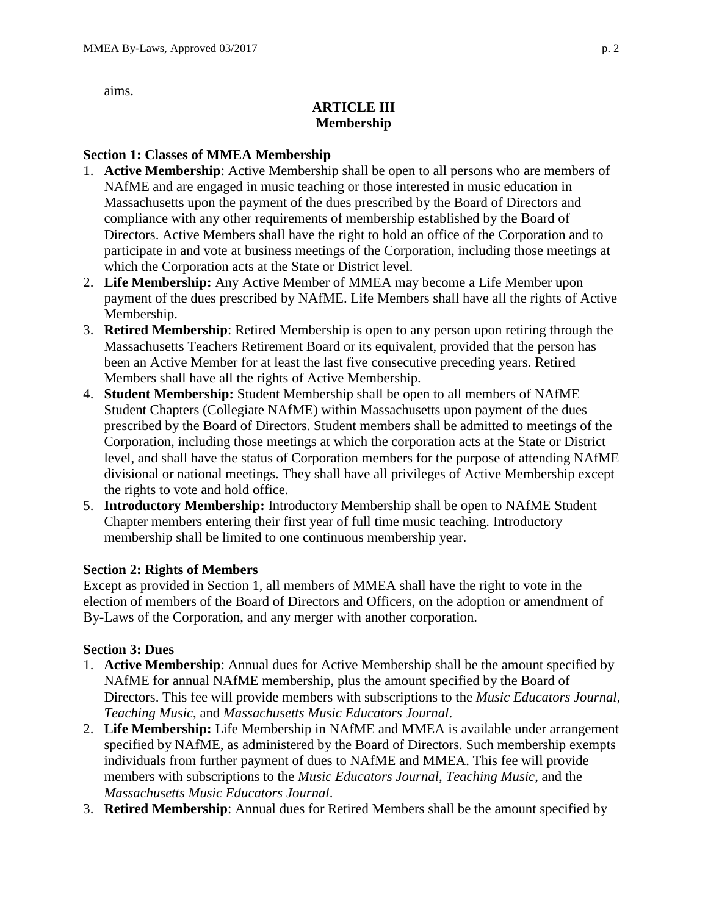aims.

## ARTICLE III
## Membership

### Section 1: Classes of MMEA Membership

1. **Active Membership**: Active Membership shall be open to all persons who are members of NAfME and are engaged in music teaching or those interested in music education in Massachusetts upon the payment of the dues prescribed by the Board of Directors and compliance with any other requirements of membership established by the Board of Directors. Active Members shall have the right to hold an office of the Corporation and to participate in and vote at business meetings of the Corporation, including those meetings at which the Corporation acts at the State or District level.
2. **Life Membership:** Any Active Member of MMEA may become a Life Member upon payment of the dues prescribed by NAfME. Life Members shall have all the rights of Active Membership.
3. **Retired Membership**: Retired Membership is open to any person upon retiring through the Massachusetts Teachers Retirement Board or its equivalent, provided that the person has been an Active Member for at least the last five consecutive preceding years. Retired Members shall have all the rights of Active Membership.
4. **Student Membership:** Student Membership shall be open to all members of NAfME Student Chapters (Collegiate NAfME) within Massachusetts upon payment of the dues prescribed by the Board of Directors. Student members shall be admitted to meetings of the Corporation, including those meetings at which the corporation acts at the State or District level, and shall have the status of Corporation members for the purpose of attending NAfME divisional or national meetings. They shall have all privileges of Active Membership except the rights to vote and hold office.
5. **Introductory Membership:** Introductory Membership shall be open to NAfME Student Chapter members entering their first year of full time music teaching. Introductory membership shall be limited to one continuous membership year.

### Section 2: Rights of Members

Except as provided in Section 1, all members of MMEA shall have the right to vote in the election of members of the Board of Directors and Officers, on the adoption or amendment of By-Laws of the Corporation, and any merger with another corporation.

### Section 3: Dues

1. **Active Membership**: Annual dues for Active Membership shall be the amount specified by NAfME for annual NAfME membership, plus the amount specified by the Board of Directors. This fee will provide members with subscriptions to the *Music Educators Journal*, *Teaching Music*, and *Massachusetts Music Educators Journal*.
2. **Life Membership:** Life Membership in NAfME and MMEA is available under arrangement specified by NAfME, as administered by the Board of Directors. Such membership exempts individuals from further payment of dues to NAfME and MMEA. This fee will provide members with subscriptions to the *Music Educators Journal*, *Teaching Music*, and the *Massachusetts Music Educators Journal*.
3. **Retired Membership**: Annual dues for Retired Members shall be the amount specified by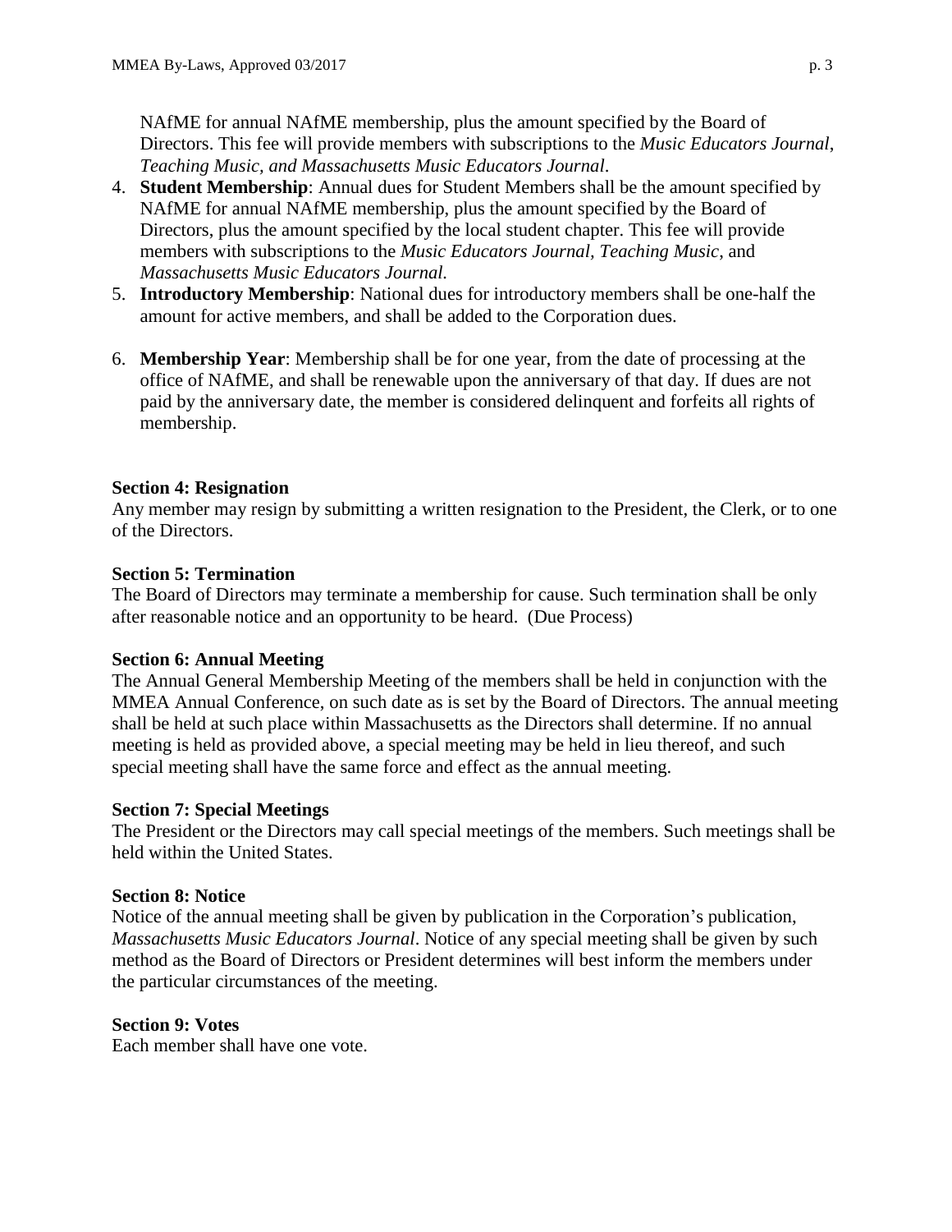NAfME for annual NAfME membership, plus the amount specified by the Board of Directors. This fee will provide members with subscriptions to the *Music Educators Journal*, *Teaching Music, and Massachusetts Music Educators Journal*.

4. **Student Membership**: Annual dues for Student Members shall be the amount specified by NAfME for annual NAfME membership, plus the amount specified by the Board of Directors, plus the amount specified by the local student chapter. This fee will provide members with subscriptions to the *Music Educators Journal, Teaching Music*, and *Massachusetts Music Educators Journal.*
5. **Introductory Membership**: National dues for introductory members shall be one-half the amount for active members, and shall be added to the Corporation dues.
6. **Membership Year**: Membership shall be for one year, from the date of processing at the office of NAfME, and shall be renewable upon the anniversary of that day. If dues are not paid by the anniversary date, the member is considered delinquent and forfeits all rights of membership.

**Section 4: Resignation**

Any member may resign by submitting a written resignation to the President, the Clerk, or to one of the Directors.

**Section 5: Termination**

The Board of Directors may terminate a membership for cause. Such termination shall be only after reasonable notice and an opportunity to be heard. (Due Process)

**Section 6: Annual Meeting**

The Annual General Membership Meeting of the members shall be held in conjunction with the MMEA Annual Conference, on such date as is set by the Board of Directors. The annual meeting shall be held at such place within Massachusetts as the Directors shall determine. If no annual meeting is held as provided above, a special meeting may be held in lieu thereof, and such special meeting shall have the same force and effect as the annual meeting.

**Section 7: Special Meetings**

The President or the Directors may call special meetings of the members. Such meetings shall be held within the United States.

**Section 8: Notice**

Notice of the annual meeting shall be given by publication in the Corporation's publication, *Massachusetts Music Educators Journal*. Notice of any special meeting shall be given by such method as the Board of Directors or President determines will best inform the members under the particular circumstances of the meeting.

**Section 9: Votes**

Each member shall have one vote.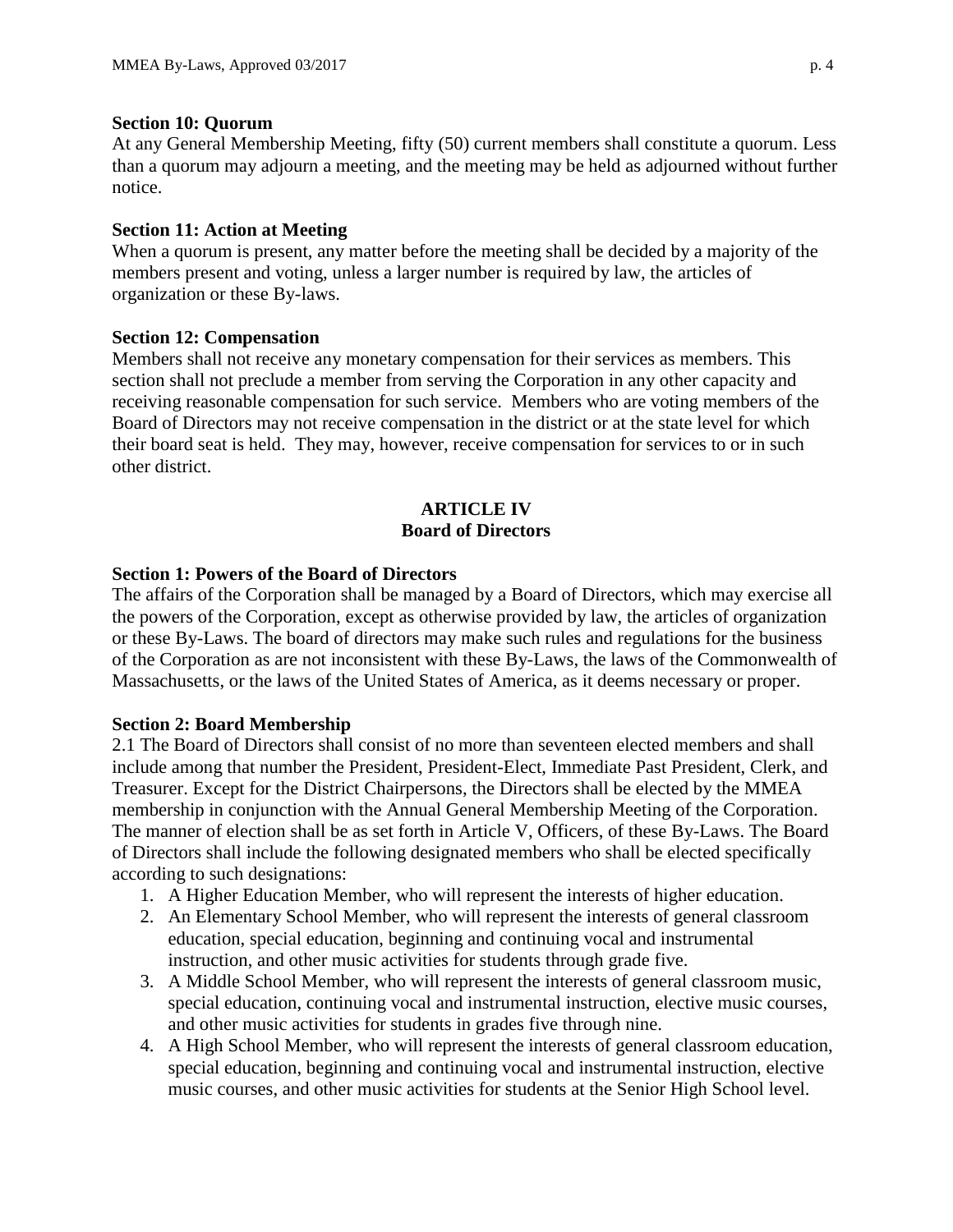**Section 10: Quorum**

At any General Membership Meeting, fifty (50) current members shall constitute a quorum. Less than a quorum may adjourn a meeting, and the meeting may be held as adjourned without further notice.

**Section 11: Action at Meeting**

When a quorum is present, any matter before the meeting shall be decided by a majority of the members present and voting, unless a larger number is required by law, the articles of organization or these By-laws.

**Section 12: Compensation**

Members shall not receive any monetary compensation for their services as members. This section shall not preclude a member from serving the Corporation in any other capacity and receiving reasonable compensation for such service. Members who are voting members of the Board of Directors may not receive compensation in the district or at the state level for which their board seat is held. They may, however, receive compensation for services to or in such other district.

## ARTICLE IV
## Board of Directors

**Section 1: Powers of the Board of Directors**

The affairs of the Corporation shall be managed by a Board of Directors, which may exercise all the powers of the Corporation, except as otherwise provided by law, the articles of organization or these By-Laws. The board of directors may make such rules and regulations for the business of the Corporation as are not inconsistent with these By-Laws, the laws of the Commonwealth of Massachusetts, or the laws of the United States of America, as it deems necessary or proper.

**Section 2: Board Membership**

2.1 The Board of Directors shall consist of no more than seventeen elected members and shall include among that number the President, President-Elect, Immediate Past President, Clerk, and Treasurer. Except for the District Chairpersons, the Directors shall be elected by the MMEA membership in conjunction with the Annual General Membership Meeting of the Corporation. The manner of election shall be as set forth in Article V, Officers, of these By-Laws. The Board of Directors shall include the following designated members who shall be elected specifically according to such designations:

1. A Higher Education Member, who will represent the interests of higher education.
2. An Elementary School Member, who will represent the interests of general classroom education, special education, beginning and continuing vocal and instrumental instruction, and other music activities for students through grade five.
3. A Middle School Member, who will represent the interests of general classroom music, special education, continuing vocal and instrumental instruction, elective music courses, and other music activities for students in grades five through nine.
4. A High School Member, who will represent the interests of general classroom education, special education, beginning and continuing vocal and instrumental instruction, elective music courses, and other music activities for students at the Senior High School level.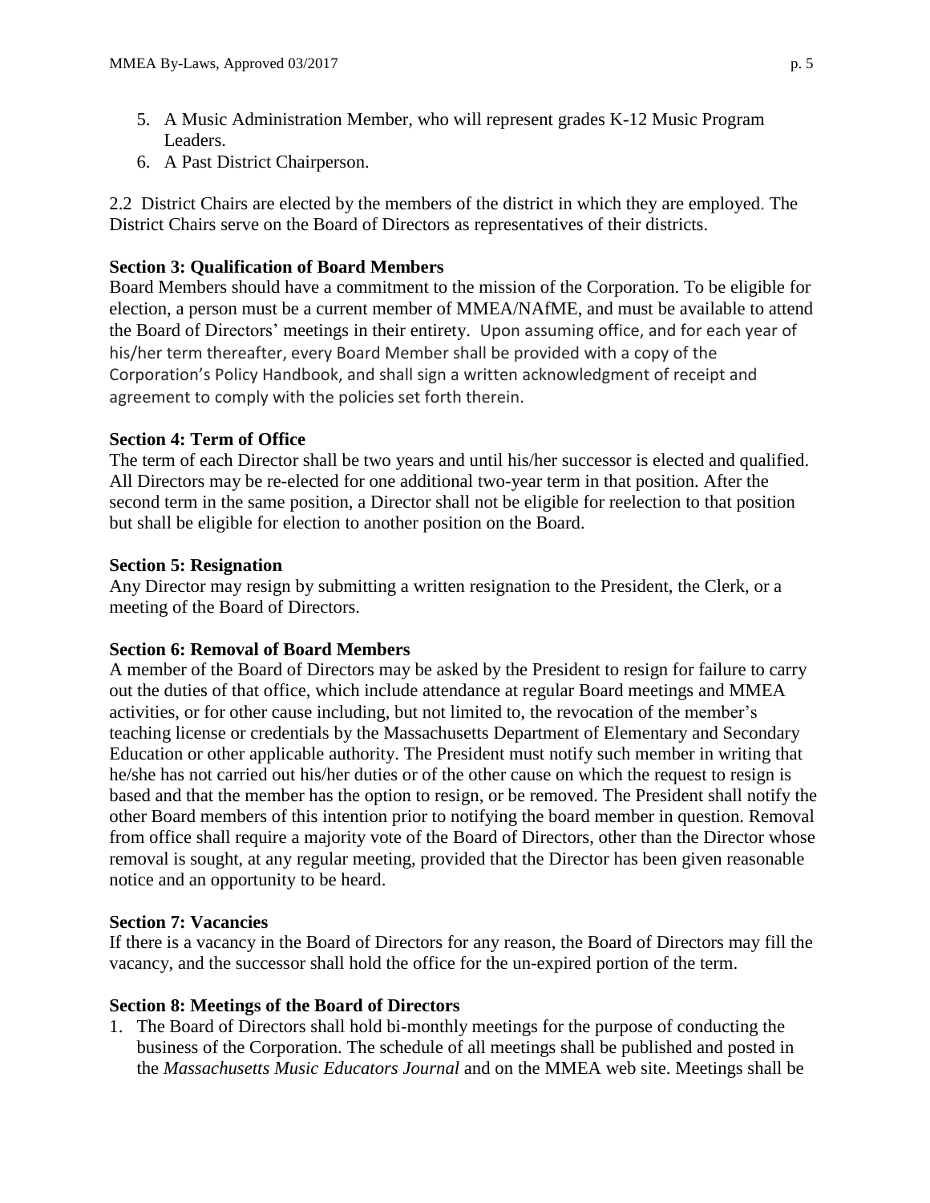5. A Music Administration Member, who will represent grades K-12 Music Program Leaders.
6. A Past District Chairperson.

2.2 District Chairs are elected by the members of the district in which they are employed. The District Chairs serve on the Board of Directors as representatives of their districts.

**Section 3: Qualification of Board Members**

Board Members should have a commitment to the mission of the Corporation. To be eligible for election, a person must be a current member of MMEA/NAfME, and must be available to attend the Board of Directors' meetings in their entirety. Upon assuming office, and for each year of his/her term thereafter, every Board Member shall be provided with a copy of the Corporation's Policy Handbook, and shall sign a written acknowledgment of receipt and agreement to comply with the policies set forth therein.

**Section 4: Term of Office**

The term of each Director shall be two years and until his/her successor is elected and qualified. All Directors may be re-elected for one additional two-year term in that position. After the second term in the same position, a Director shall not be eligible for reelection to that position but shall be eligible for election to another position on the Board.

**Section 5: Resignation**

Any Director may resign by submitting a written resignation to the President, the Clerk, or a meeting of the Board of Directors.

**Section 6: Removal of Board Members**

A member of the Board of Directors may be asked by the President to resign for failure to carry out the duties of that office, which include attendance at regular Board meetings and MMEA activities, or for other cause including, but not limited to, the revocation of the member's teaching license or credentials by the Massachusetts Department of Elementary and Secondary Education or other applicable authority. The President must notify such member in writing that he/she has not carried out his/her duties or of the other cause on which the request to resign is based and that the member has the option to resign, or be removed. The President shall notify the other Board members of this intention prior to notifying the board member in question. Removal from office shall require a majority vote of the Board of Directors, other than the Director whose removal is sought, at any regular meeting, provided that the Director has been given reasonable notice and an opportunity to be heard.

**Section 7: Vacancies**

If there is a vacancy in the Board of Directors for any reason, the Board of Directors may fill the vacancy, and the successor shall hold the office for the un-expired portion of the term.

**Section 8: Meetings of the Board of Directors**

1. The Board of Directors shall hold bi-monthly meetings for the purpose of conducting the business of the Corporation. The schedule of all meetings shall be published and posted in the *Massachusetts Music Educators Journal* and on the MMEA web site. Meetings shall be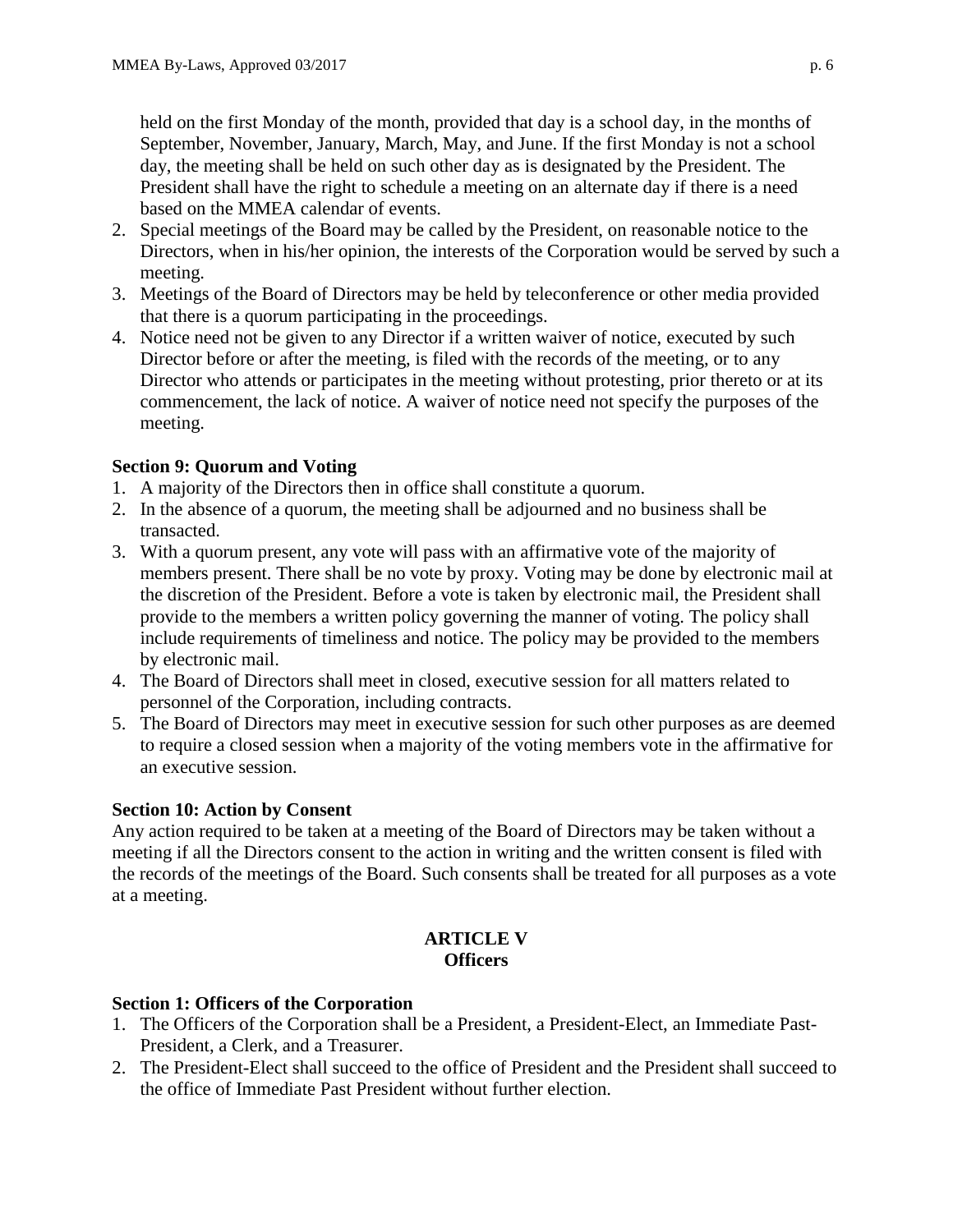held on the first Monday of the month, provided that day is a school day, in the months of September, November, January, March, May, and June. If the first Monday is not a school day, the meeting shall be held on such other day as is designated by the President. The President shall have the right to schedule a meeting on an alternate day if there is a need based on the MMEA calendar of events.

2. Special meetings of the Board may be called by the President, on reasonable notice to the Directors, when in his/her opinion, the interests of the Corporation would be served by such a meeting.
3. Meetings of the Board of Directors may be held by teleconference or other media provided that there is a quorum participating in the proceedings.
4. Notice need not be given to any Director if a written waiver of notice, executed by such Director before or after the meeting, is filed with the records of the meeting, or to any Director who attends or participates in the meeting without protesting, prior thereto or at its commencement, the lack of notice. A waiver of notice need not specify the purposes of the meeting.

**Section 9: Quorum and Voting**

1. A majority of the Directors then in office shall constitute a quorum.
2. In the absence of a quorum, the meeting shall be adjourned and no business shall be transacted.
3. With a quorum present, any vote will pass with an affirmative vote of the majority of members present. There shall be no vote by proxy. Voting may be done by electronic mail at the discretion of the President. Before a vote is taken by electronic mail, the President shall provide to the members a written policy governing the manner of voting. The policy shall include requirements of timeliness and notice. The policy may be provided to the members by electronic mail.
4. The Board of Directors shall meet in closed, executive session for all matters related to personnel of the Corporation, including contracts.
5. The Board of Directors may meet in executive session for such other purposes as are deemed to require a closed session when a majority of the voting members vote in the affirmative for an executive session.

**Section 10: Action by Consent**

Any action required to be taken at a meeting of the Board of Directors may be taken without a meeting if all the Directors consent to the action in writing and the written consent is filed with the records of the meetings of the Board. Such consents shall be treated for all purposes as a vote at a meeting.

## ARTICLE V
## Officers

**Section 1: Officers of the Corporation**

1. The Officers of the Corporation shall be a President, a President-Elect, an Immediate Past-President, a Clerk, and a Treasurer.
2. The President-Elect shall succeed to the office of President and the President shall succeed to the office of Immediate Past President without further election.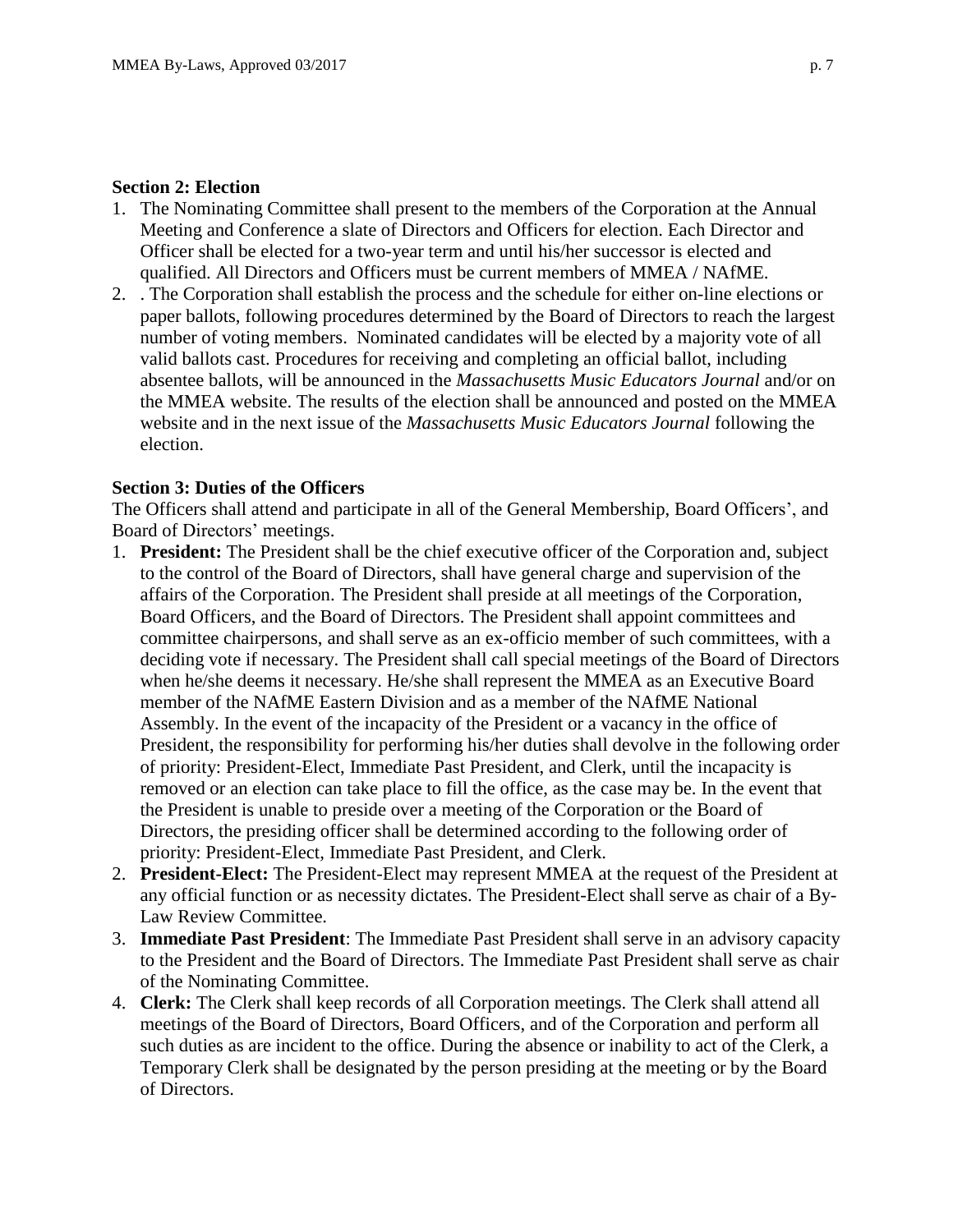**Section 2: Election**

1. The Nominating Committee shall present to the members of the Corporation at the Annual Meeting and Conference a slate of Directors and Officers for election. Each Director and Officer shall be elected for a two-year term and until his/her successor is elected and qualified. All Directors and Officers must be current members of MMEA / NAfME.
2. . The Corporation shall establish the process and the schedule for either on-line elections or paper ballots, following procedures determined by the Board of Directors to reach the largest number of voting members. Nominated candidates will be elected by a majority vote of all valid ballots cast. Procedures for receiving and completing an official ballot, including absentee ballots, will be announced in the *Massachusetts Music Educators Journal* and/or on the MMEA website. The results of the election shall be announced and posted on the MMEA website and in the next issue of the *Massachusetts Music Educators Journal* following the election.

**Section 3: Duties of the Officers**

The Officers shall attend and participate in all of the General Membership, Board Officers', and Board of Directors' meetings.

1. **President:** The President shall be the chief executive officer of the Corporation and, subject to the control of the Board of Directors, shall have general charge and supervision of the affairs of the Corporation. The President shall preside at all meetings of the Corporation, Board Officers, and the Board of Directors. The President shall appoint committees and committee chairpersons, and shall serve as an ex-officio member of such committees, with a deciding vote if necessary. The President shall call special meetings of the Board of Directors when he/she deems it necessary. He/she shall represent the MMEA as an Executive Board member of the NAfME Eastern Division and as a member of the NAfME National Assembly. In the event of the incapacity of the President or a vacancy in the office of President, the responsibility for performing his/her duties shall devolve in the following order of priority: President-Elect, Immediate Past President, and Clerk, until the incapacity is removed or an election can take place to fill the office, as the case may be. In the event that the President is unable to preside over a meeting of the Corporation or the Board of Directors, the presiding officer shall be determined according to the following order of priority: President-Elect, Immediate Past President, and Clerk.
2. **President-Elect:** The President-Elect may represent MMEA at the request of the President at any official function or as necessity dictates. The President-Elect shall serve as chair of a By-Law Review Committee.
3. **Immediate Past President**: The Immediate Past President shall serve in an advisory capacity to the President and the Board of Directors. The Immediate Past President shall serve as chair of the Nominating Committee.
4. **Clerk:** The Clerk shall keep records of all Corporation meetings. The Clerk shall attend all meetings of the Board of Directors, Board Officers, and of the Corporation and perform all such duties as are incident to the office. During the absence or inability to act of the Clerk, a Temporary Clerk shall be designated by the person presiding at the meeting or by the Board of Directors.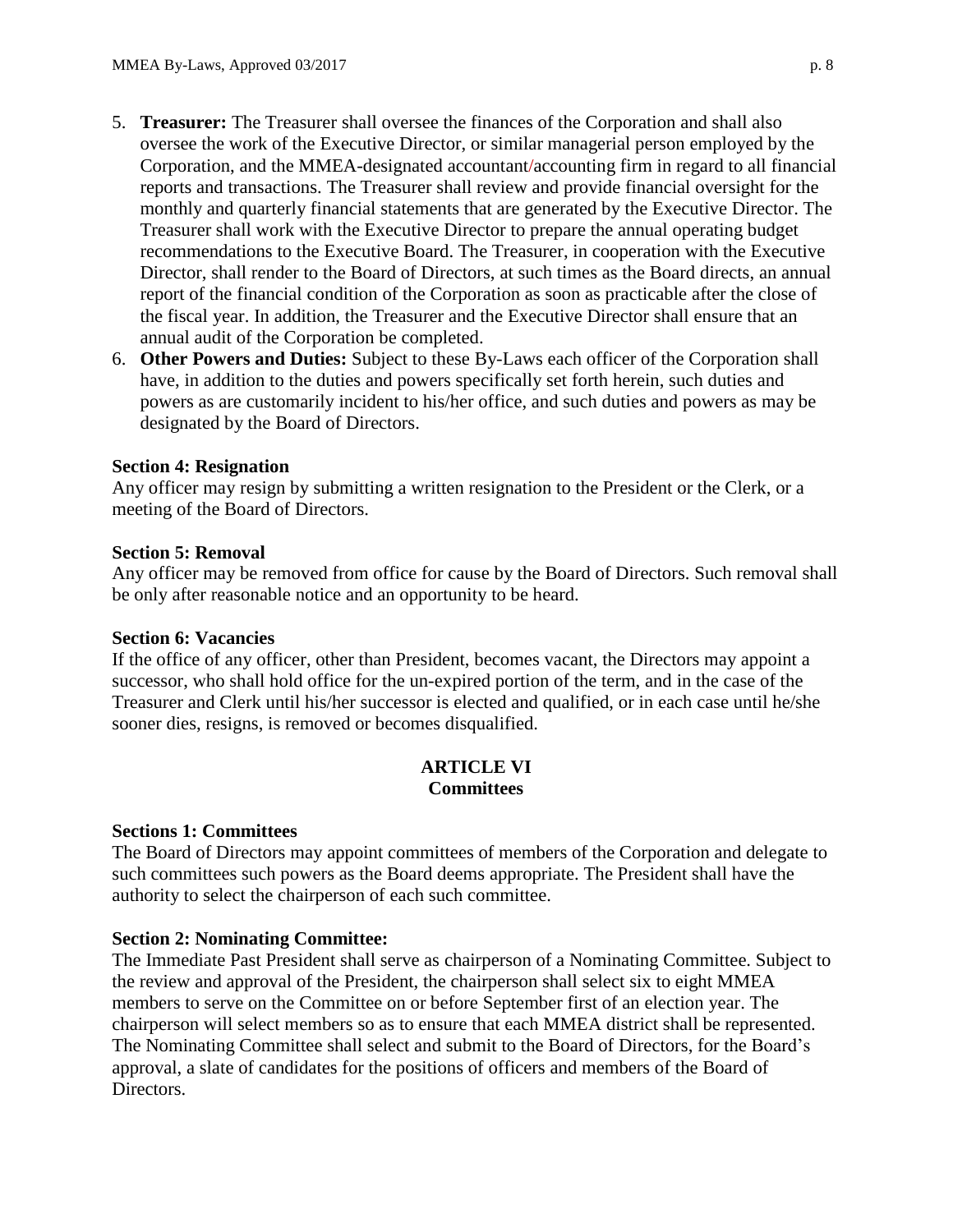5. **Treasurer:** The Treasurer shall oversee the finances of the Corporation and shall also oversee the work of the Executive Director, or similar managerial person employed by the Corporation, and the MMEA-designated accountant/accounting firm in regard to all financial reports and transactions. The Treasurer shall review and provide financial oversight for the monthly and quarterly financial statements that are generated by the Executive Director. The Treasurer shall work with the Executive Director to prepare the annual operating budget recommendations to the Executive Board. The Treasurer, in cooperation with the Executive Director, shall render to the Board of Directors, at such times as the Board directs, an annual report of the financial condition of the Corporation as soon as practicable after the close of the fiscal year. In addition, the Treasurer and the Executive Director shall ensure that an annual audit of the Corporation be completed.
6. **Other Powers and Duties:** Subject to these By-Laws each officer of the Corporation shall have, in addition to the duties and powers specifically set forth herein, such duties and powers as are customarily incident to his/her office, and such duties and powers as may be designated by the Board of Directors.

**Section 4: Resignation**
Any officer may resign by submitting a written resignation to the President or the Clerk, or a meeting of the Board of Directors.

**Section 5: Removal**
Any officer may be removed from office for cause by the Board of Directors. Such removal shall be only after reasonable notice and an opportunity to be heard.

**Section 6: Vacancies**
If the office of any officer, other than President, becomes vacant, the Directors may appoint a successor, who shall hold office for the un-expired portion of the term, and in the case of the Treasurer and Clerk until his/her successor is elected and qualified, or in each case until he/she sooner dies, resigns, is removed or becomes disqualified.

## ARTICLE VI
## Committees

**Sections 1: Committees**
The Board of Directors may appoint committees of members of the Corporation and delegate to such committees such powers as the Board deems appropriate. The President shall have the authority to select the chairperson of each such committee.

**Section 2: Nominating Committee:**
The Immediate Past President shall serve as chairperson of a Nominating Committee. Subject to the review and approval of the President, the chairperson shall select six to eight MMEA members to serve on the Committee on or before September first of an election year. The chairperson will select members so as to ensure that each MMEA district shall be represented. The Nominating Committee shall select and submit to the Board of Directors, for the Board's approval, a slate of candidates for the positions of officers and members of the Board of Directors.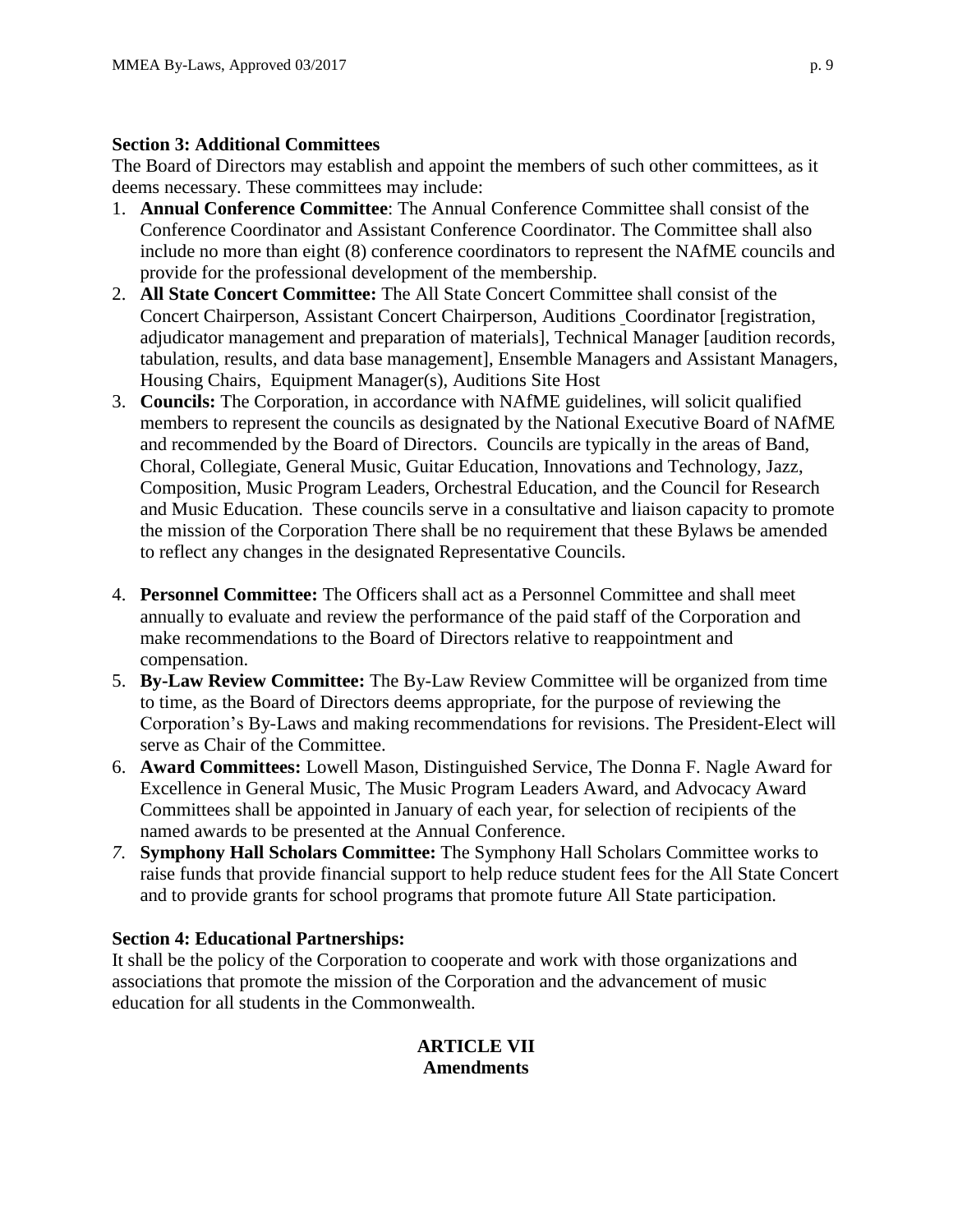**Section 3: Additional Committees**

The Board of Directors may establish and appoint the members of such other committees, as it deems necessary. These committees may include:

1. **Annual Conference Committee**: The Annual Conference Committee shall consist of the Conference Coordinator and Assistant Conference Coordinator. The Committee shall also include no more than eight (8) conference coordinators to represent the NAfME councils and provide for the professional development of the membership.
2. **All State Concert Committee:** The All State Concert Committee shall consist of the Concert Chairperson, Assistant Concert Chairperson, Auditions Coordinator [registration, adjudicator management and preparation of materials], Technical Manager [audition records, tabulation, results, and data base management], Ensemble Managers and Assistant Managers, Housing Chairs, Equipment Manager(s), Auditions Site Host
3. **Councils:** The Corporation, in accordance with NAfME guidelines, will solicit qualified members to represent the councils as designated by the National Executive Board of NAfME and recommended by the Board of Directors. Councils are typically in the areas of Band, Choral, Collegiate, General Music, Guitar Education, Innovations and Technology, Jazz, Composition, Music Program Leaders, Orchestral Education, and the Council for Research and Music Education. These councils serve in a consultative and liaison capacity to promote the mission of the Corporation There shall be no requirement that these Bylaws be amended to reflect any changes in the designated Representative Councils.
4. **Personnel Committee:** The Officers shall act as a Personnel Committee and shall meet annually to evaluate and review the performance of the paid staff of the Corporation and make recommendations to the Board of Directors relative to reappointment and compensation.
5. **By-Law Review Committee:** The By-Law Review Committee will be organized from time to time, as the Board of Directors deems appropriate, for the purpose of reviewing the Corporation's By-Laws and making recommendations for revisions. The President-Elect will serve as Chair of the Committee.
6. **Award Committees:** Lowell Mason, Distinguished Service, The Donna F. Nagle Award for Excellence in General Music, The Music Program Leaders Award, and Advocacy Award Committees shall be appointed in January of each year, for selection of recipients of the named awards to be presented at the Annual Conference.
7. **Symphony Hall Scholars Committee:** The Symphony Hall Scholars Committee works to raise funds that provide financial support to help reduce student fees for the All State Concert and to provide grants for school programs that promote future All State participation.

**Section 4: Educational Partnerships:**

It shall be the policy of the Corporation to cooperate and work with those organizations and associations that promote the mission of the Corporation and the advancement of music education for all students in the Commonwealth.

## ARTICLE VII
## Amendments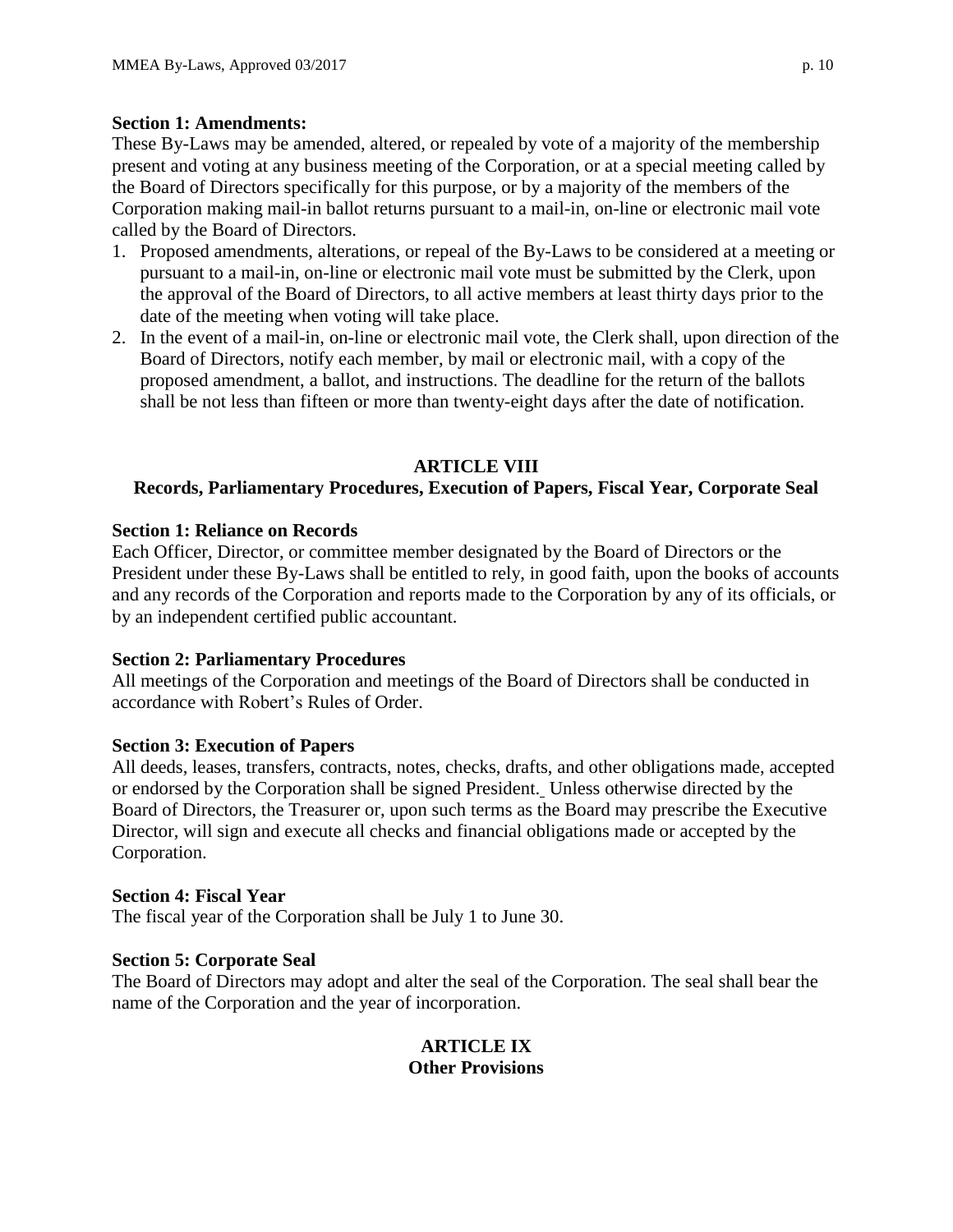**Section 1: Amendments:**

These By-Laws may be amended, altered, or repealed by vote of a majority of the membership present and voting at any business meeting of the Corporation, or at a special meeting called by the Board of Directors specifically for this purpose, or by a majority of the members of the Corporation making mail-in ballot returns pursuant to a mail-in, on-line or electronic mail vote called by the Board of Directors.

1. Proposed amendments, alterations, or repeal of the By-Laws to be considered at a meeting or pursuant to a mail-in, on-line or electronic mail vote must be submitted by the Clerk, upon the approval of the Board of Directors, to all active members at least thirty days prior to the date of the meeting when voting will take place.
2. In the event of a mail-in, on-line or electronic mail vote, the Clerk shall, upon direction of the Board of Directors, notify each member, by mail or electronic mail, with a copy of the proposed amendment, a ballot, and instructions. The deadline for the return of the ballots shall be not less than fifteen or more than twenty-eight days after the date of notification.

## ARTICLE VIII
## Records, Parliamentary Procedures, Execution of Papers, Fiscal Year, Corporate Seal

**Section 1: Reliance on Records**

Each Officer, Director, or committee member designated by the Board of Directors or the President under these By-Laws shall be entitled to rely, in good faith, upon the books of accounts and any records of the Corporation and reports made to the Corporation by any of its officials, or by an independent certified public accountant.

**Section 2: Parliamentary Procedures**

All meetings of the Corporation and meetings of the Board of Directors shall be conducted in accordance with Robert's Rules of Order.

**Section 3: Execution of Papers**

All deeds, leases, transfers, contracts, notes, checks, drafts, and other obligations made, accepted or endorsed by the Corporation shall be signed President. Unless otherwise directed by the Board of Directors, the Treasurer or, upon such terms as the Board may prescribe the Executive Director, will sign and execute all checks and financial obligations made or accepted by the Corporation.

**Section 4: Fiscal Year**

The fiscal year of the Corporation shall be July 1 to June 30.

**Section 5: Corporate Seal**

The Board of Directors may adopt and alter the seal of the Corporation. The seal shall bear the name of the Corporation and the year of incorporation.

## ARTICLE IX
## Other Provisions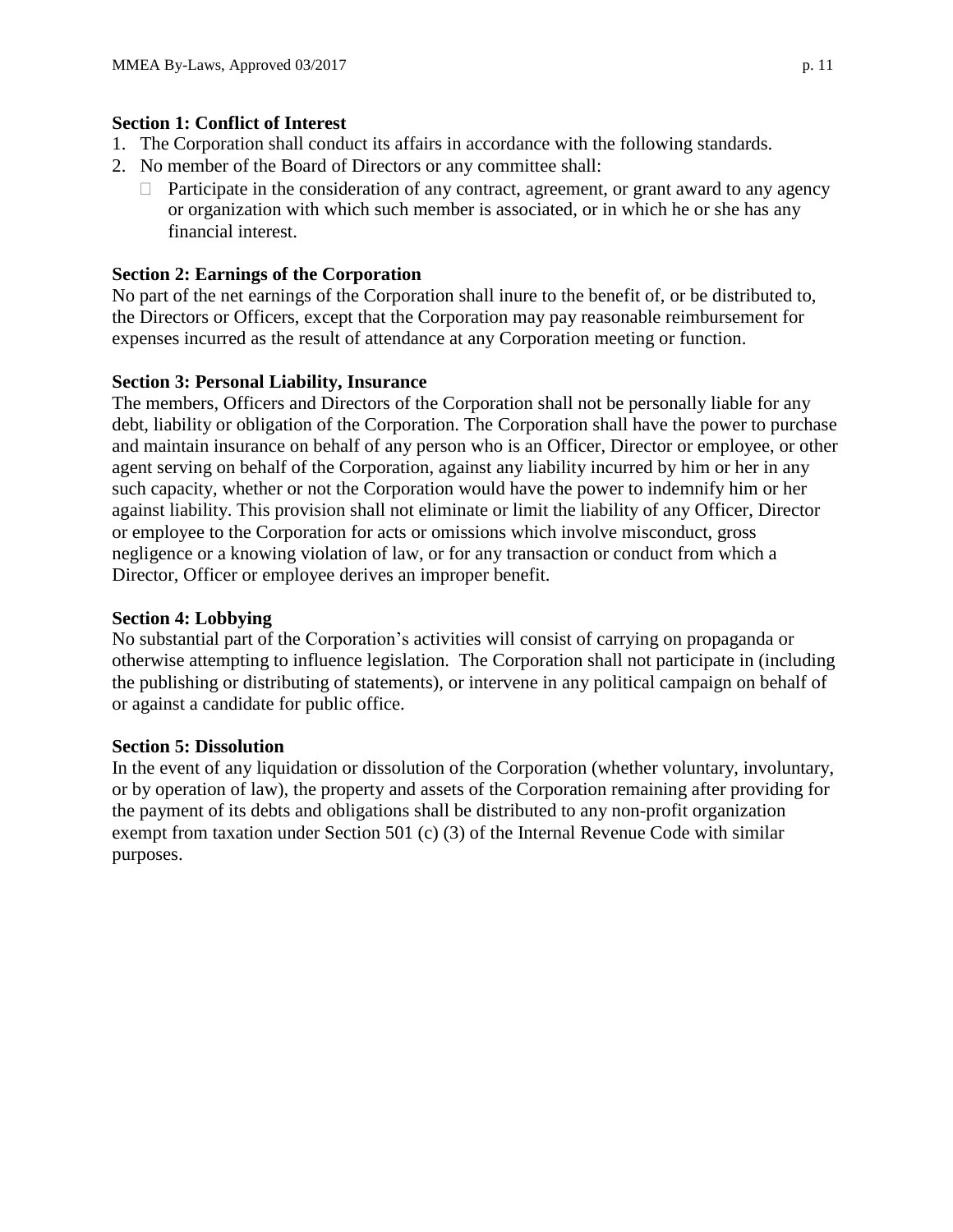**Section 1: Conflict of Interest**

1. The Corporation shall conduct its affairs in accordance with the following standards.
2. No member of the Board of Directors or any committee shall:
   - Participate in the consideration of any contract, agreement, or grant award to any agency or organization with which such member is associated, or in which he or she has any financial interest.

**Section 2: Earnings of the Corporation**

No part of the net earnings of the Corporation shall inure to the benefit of, or be distributed to, the Directors or Officers, except that the Corporation may pay reasonable reimbursement for expenses incurred as the result of attendance at any Corporation meeting or function.

**Section 3: Personal Liability, Insurance**

The members, Officers and Directors of the Corporation shall not be personally liable for any debt, liability or obligation of the Corporation. The Corporation shall have the power to purchase and maintain insurance on behalf of any person who is an Officer, Director or employee, or other agent serving on behalf of the Corporation, against any liability incurred by him or her in any such capacity, whether or not the Corporation would have the power to indemnify him or her against liability. This provision shall not eliminate or limit the liability of any Officer, Director or employee to the Corporation for acts or omissions which involve misconduct, gross negligence or a knowing violation of law, or for any transaction or conduct from which a Director, Officer or employee derives an improper benefit.

**Section 4: Lobbying**

No substantial part of the Corporation's activities will consist of carrying on propaganda or otherwise attempting to influence legislation. The Corporation shall not participate in (including the publishing or distributing of statements), or intervene in any political campaign on behalf of or against a candidate for public office.

**Section 5: Dissolution**

In the event of any liquidation or dissolution of the Corporation (whether voluntary, involuntary, or by operation of law), the property and assets of the Corporation remaining after providing for the payment of its debts and obligations shall be distributed to any non-profit organization exempt from taxation under Section 501 (c) (3) of the Internal Revenue Code with similar purposes.